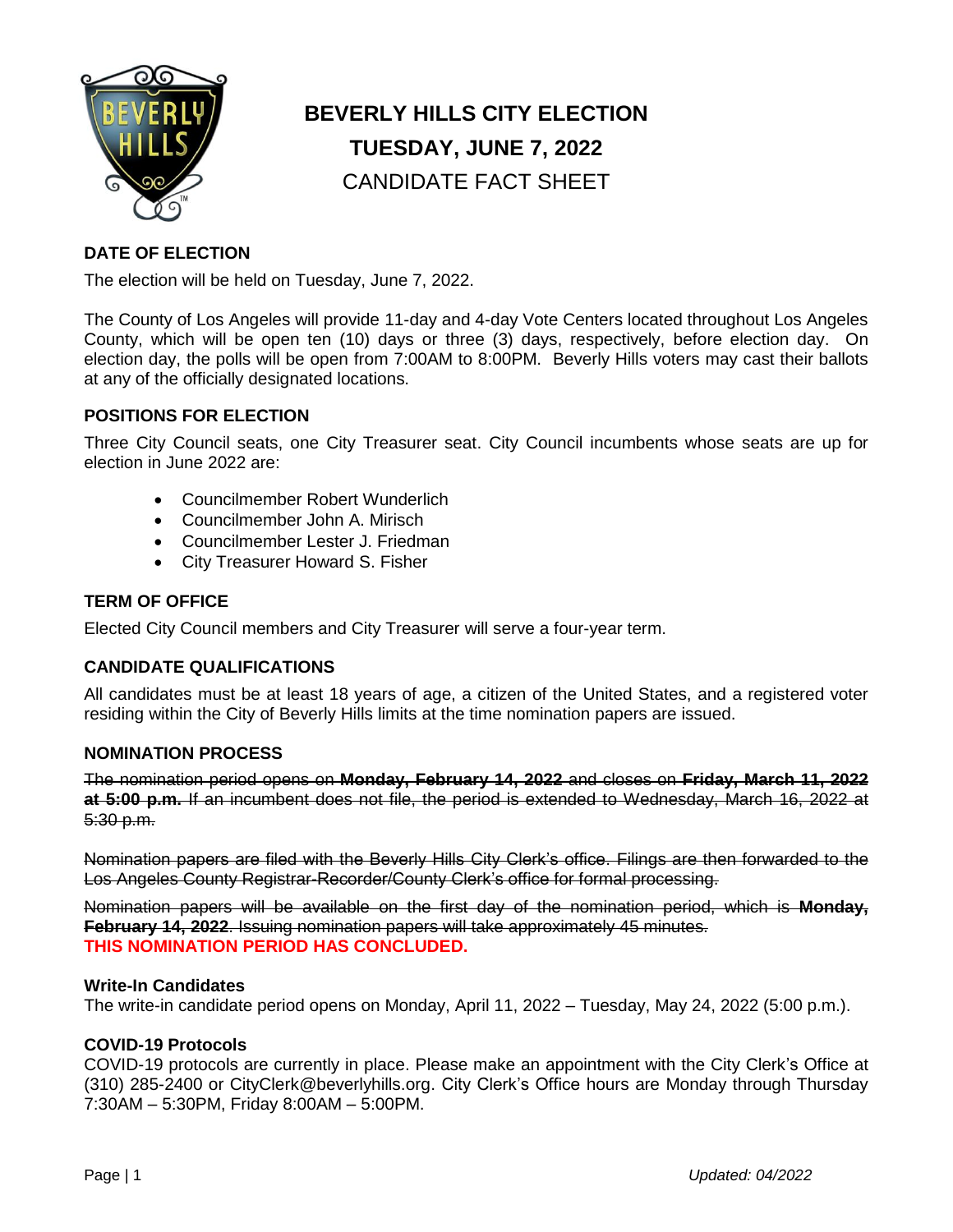# BEVERLY HILLS CITY ELECTION

# TUESDAY, JUNE 7, 2022

## CANDIDATE FACT SHEET

### DATE OF ELECTION

The election will be held on Tuesday, June 7, 2022.

The County of Los Angeles will provide 11-day and 4-day Vote Centers located throughout Los Angeles County, which will be open ten (10) days or three (3) days, respectively, before election day. On election day, the polls will be open from 7:00AM to 8:00PM. Beverly Hills voters may cast their ballots at any of the officially designated locations.

### POSITIONS FOR ELECTION

Three City Council seats, one City Treasurer seat. City Council incumbents whose seats are up for election in June 2022 are:

- Councilmember Robert Wunderlich
- Councilmember John A. Mirisch
- Councilmember Lester J. Friedman
- City Treasurer Howard S. Fisher

### TERM OF OFFICE

Elected City Council members and City Treasurer will serve a four-year term.

### CANDIDATE QUALIFICATIONS

All candidates must be at least 18 years of age, a citizen of the United States, and a registered voter residing within the City of Beverly Hills limits at the time nomination papers are issued.

### NOMINATION PROCESS

~~The nomination period opens on **Monday, February 14, 2022** and closes on **Friday, March 11, 2022 at 5:00 p.m.** If an incumbent does not file, the period is extended to Wednesday, March 16, 2022 at 5:30 p.m.~~

~~Nomination papers are filed with the Beverly Hills City Clerk's office. Filings are then forwarded to the Los Angeles County Registrar-Recorder/County Clerk's office for formal processing.~~

~~Nomination papers will be available on the first day of the nomination period, which is **Monday, February 14, 2022**. Issuing nomination papers will take approximately 45 minutes.~~

**THIS NOMINATION PERIOD HAS CONCLUDED.**

**Write-In Candidates**

The write-in candidate period opens on Monday, April 11, 2022 – Tuesday, May 24, 2022 (5:00 p.m.).

**COVID-19 Protocols**

COVID-19 protocols are currently in place. Please make an appointment with the City Clerk's Office at (310) 285-2400 or CityClerk@beverlyhills.org. City Clerk's Office hours are Monday through Thursday 7:30AM – 5:30PM, Friday 8:00AM – 5:00PM.

*Updated: 04/2022*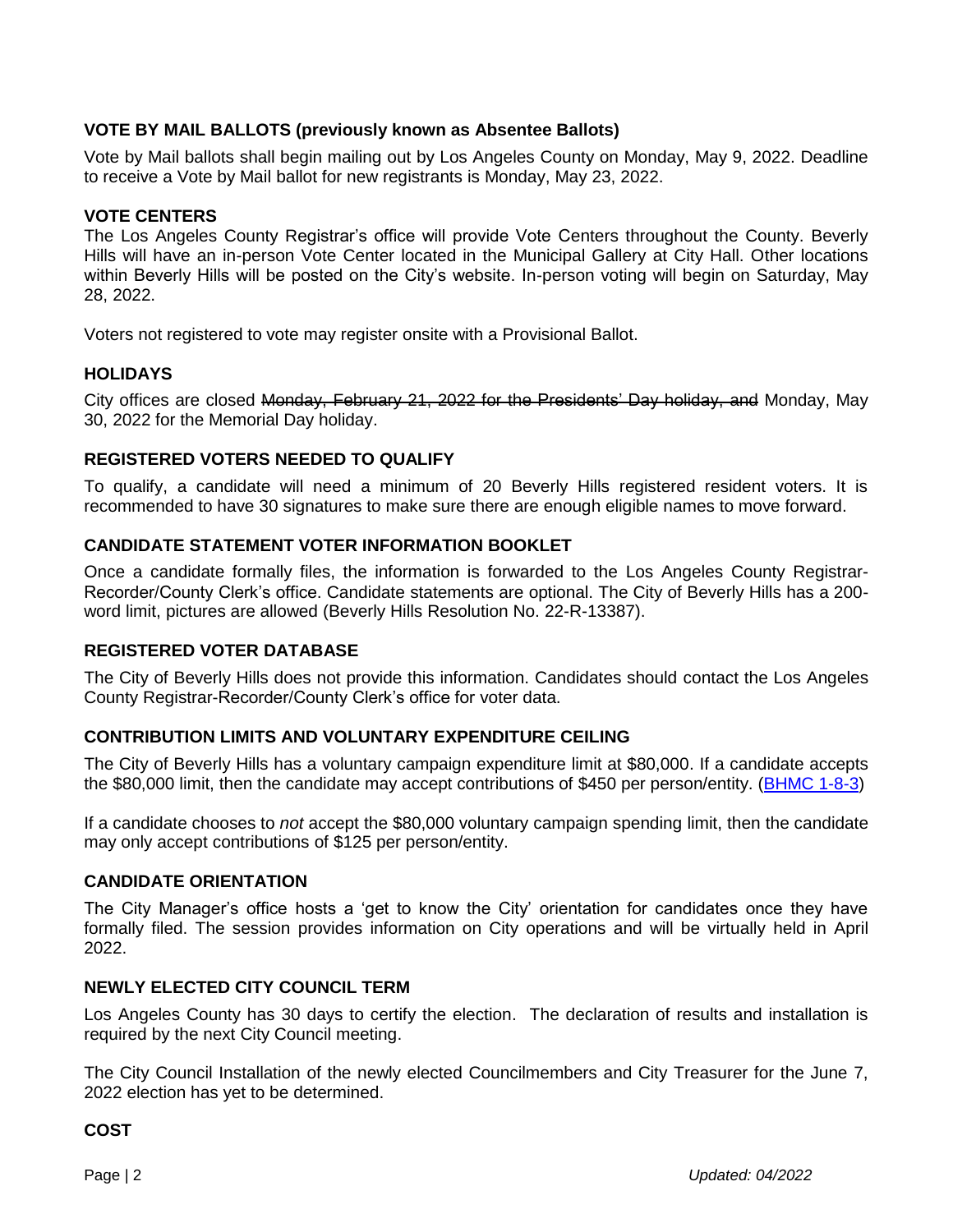### VOTE BY MAIL BALLOTS (previously known as Absentee Ballots)

Vote by Mail ballots shall begin mailing out by Los Angeles County on Monday, May 9, 2022. Deadline to receive a Vote by Mail ballot for new registrants is Monday, May 23, 2022.

### VOTE CENTERS

The Los Angeles County Registrar's office will provide Vote Centers throughout the County. Beverly Hills will have an in-person Vote Center located in the Municipal Gallery at City Hall. Other locations within Beverly Hills will be posted on the City's website. In-person voting will begin on Saturday, May 28, 2022.

Voters not registered to vote may register onsite with a Provisional Ballot.

### HOLIDAYS

City offices are closed ~~Monday, February 21, 2022 for the Presidents' Day holiday, and~~ Monday, May 30, 2022 for the Memorial Day holiday.

### REGISTERED VOTERS NEEDED TO QUALIFY

To qualify, a candidate will need a minimum of 20 Beverly Hills registered resident voters. It is recommended to have 30 signatures to make sure there are enough eligible names to move forward.

### CANDIDATE STATEMENT VOTER INFORMATION BOOKLET

Once a candidate formally files, the information is forwarded to the Los Angeles County Registrar-Recorder/County Clerk's office. Candidate statements are optional. The City of Beverly Hills has a 200-word limit, pictures are allowed (Beverly Hills Resolution No. 22-R-13387).

### REGISTERED VOTER DATABASE

The City of Beverly Hills does not provide this information. Candidates should contact the Los Angeles County Registrar-Recorder/County Clerk's office for voter data.

### CONTRIBUTION LIMITS AND VOLUNTARY EXPENDITURE CEILING

The City of Beverly Hills has a voluntary campaign expenditure limit at $80,000. If a candidate accepts the $80,000 limit, then the candidate may accept contributions of $450 per person/entity. (BHMC 1-8-3)

If a candidate chooses to *not* accept the $80,000 voluntary campaign spending limit, then the candidate may only accept contributions of $125 per person/entity.

### CANDIDATE ORIENTATION

The City Manager's office hosts a 'get to know the City' orientation for candidates once they have formally filed. The session provides information on City operations and will be virtually held in April 2022.

### NEWLY ELECTED CITY COUNCIL TERM

Los Angeles County has 30 days to certify the election. The declaration of results and installation is required by the next City Council meeting.

The City Council Installation of the newly elected Councilmembers and City Treasurer for the June 7, 2022 election has yet to be determined.

### COST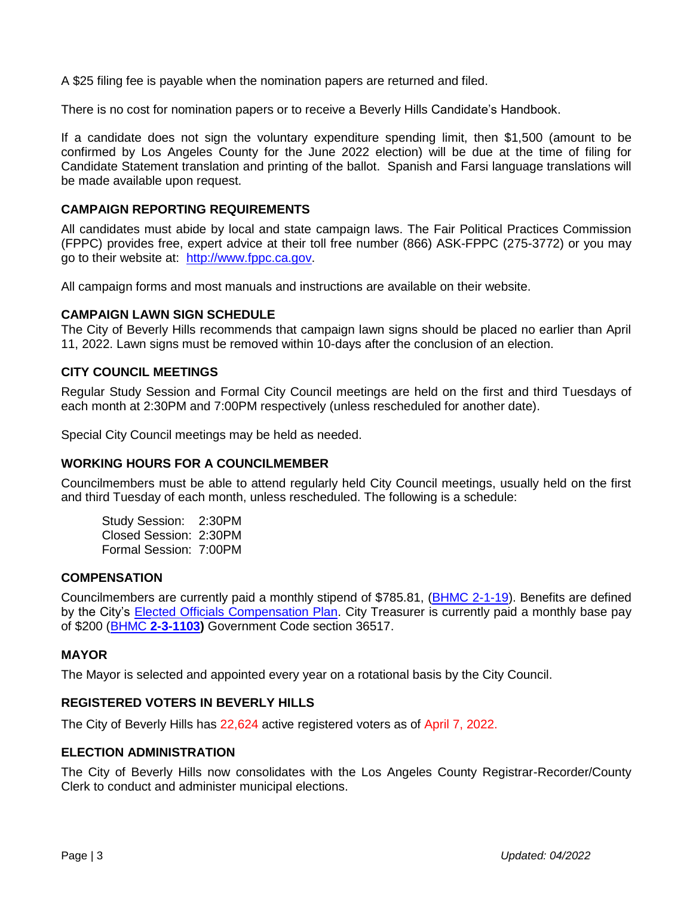A $25 filing fee is payable when the nomination papers are returned and filed.

There is no cost for nomination papers or to receive a Beverly Hills Candidate's Handbook.

If a candidate does not sign the voluntary expenditure spending limit, then $1,500 (amount to be confirmed by Los Angeles County for the June 2022 election) will be due at the time of filing for Candidate Statement translation and printing of the ballot. Spanish and Farsi language translations will be made available upon request.

**CAMPAIGN REPORTING REQUIREMENTS**

All candidates must abide by local and state campaign laws. The Fair Political Practices Commission (FPPC) provides free, expert advice at their toll free number (866) ASK-FPPC (275-3772) or you may go to their website at: [http://www.fppc.ca.gov](http://www.fppc.ca.gov).

All campaign forms and most manuals and instructions are available on their website.

**CAMPAIGN LAWN SIGN SCHEDULE**

The City of Beverly Hills recommends that campaign lawn signs should be placed no earlier than April 11, 2022. Lawn signs must be removed within 10-days after the conclusion of an election.

**CITY COUNCIL MEETINGS**

Regular Study Session and Formal City Council meetings are held on the first and third Tuesdays of each month at 2:30PM and 7:00PM respectively (unless rescheduled for another date).

Special City Council meetings may be held as needed.

**WORKING HOURS FOR A COUNCILMEMBER**

Councilmembers must be able to attend regularly held City Council meetings, usually held on the first and third Tuesday of each month, unless rescheduled. The following is a schedule:

Study Session: 2:30PM
Closed Session: 2:30PM
Formal Session: 7:00PM

**COMPENSATION**

Councilmembers are currently paid a monthly stipend of $785.81, (BHMC 2-1-19). Benefits are defined by the City's Elected Officials Compensation Plan. City Treasurer is currently paid a monthly base pay of $200 (BHMC **2-3-1103)** Government Code section 36517.

**MAYOR**

The Mayor is selected and appointed every year on a rotational basis by the City Council.

**REGISTERED VOTERS IN BEVERLY HILLS**

The City of Beverly Hills has 22,624 active registered voters as of April 7, 2022.

**ELECTION ADMINISTRATION**

The City of Beverly Hills now consolidates with the Los Angeles County Registrar-Recorder/County Clerk to conduct and administer municipal elections.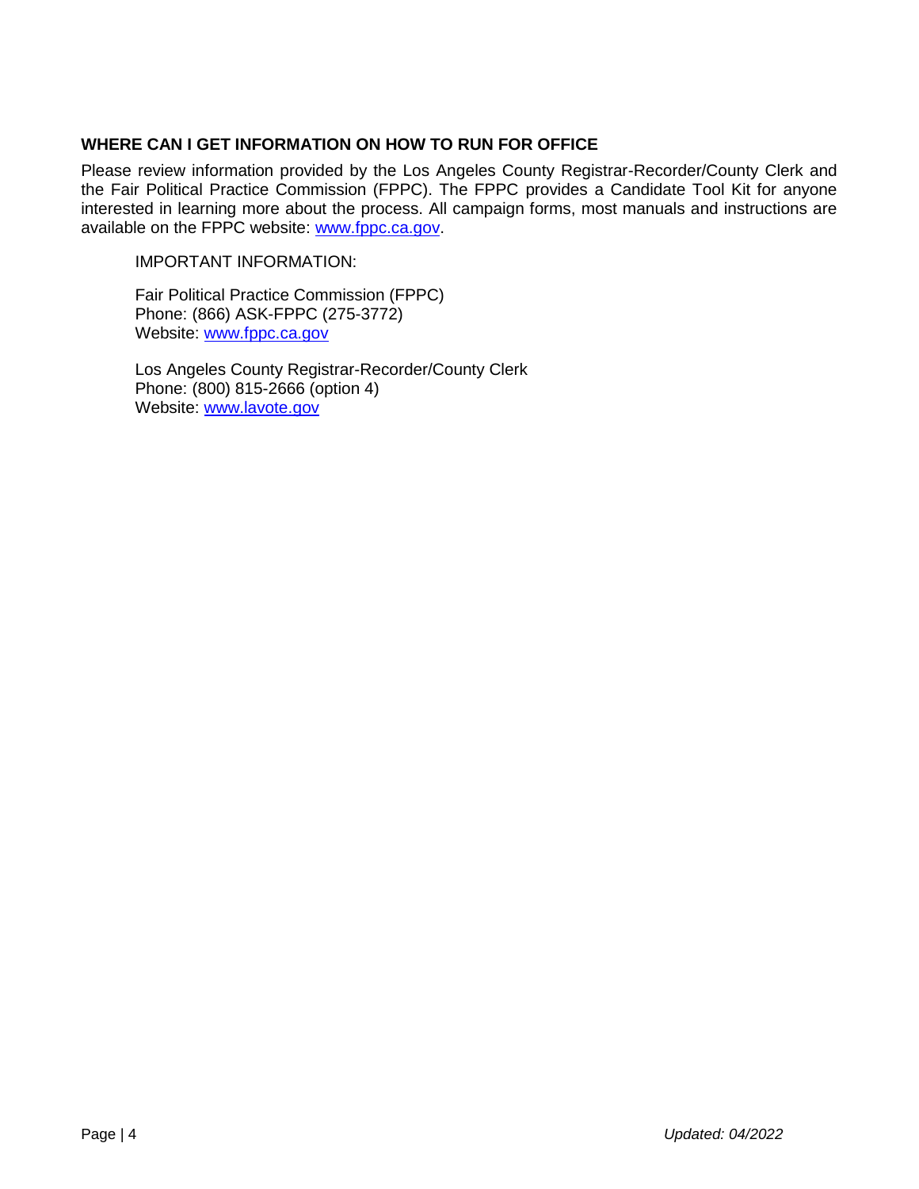### WHERE CAN I GET INFORMATION ON HOW TO RUN FOR OFFICE

Please review information provided by the Los Angeles County Registrar-Recorder/County Clerk and the Fair Political Practice Commission (FPPC). The FPPC provides a Candidate Tool Kit for anyone interested in learning more about the process. All campaign forms, most manuals and instructions are available on the FPPC website: [www.fppc.ca.gov](http://www.fppc.ca.gov).

IMPORTANT INFORMATION:

Fair Political Practice Commission (FPPC)
Phone: (866) ASK-FPPC (275-3772)
Website: [www.fppc.ca.gov](http://www.fppc.ca.gov)

Los Angeles County Registrar-Recorder/County Clerk
Phone: (800) 815-2666 (option 4)
Website: [www.lavote.gov](http://www.lavote.gov)

*Updated: 04/2022*